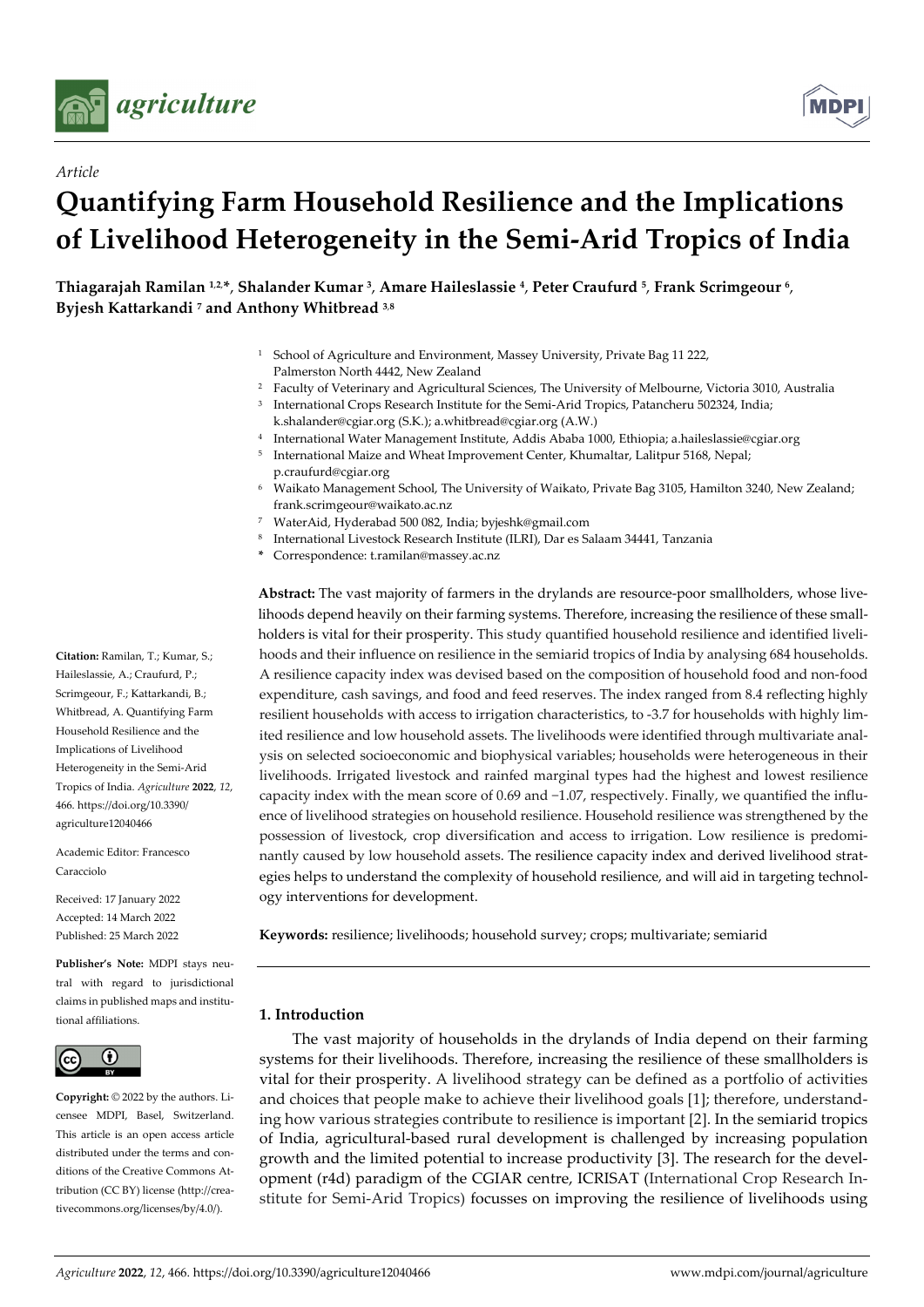*Article*

# Quantifying Farm Household Resilience and the Implications of Livelihood Heterogeneity in the Semi-Arid Tropics of India

**Thiagarajah Ramilan [1,2,*], Shalander Kumar [3], Amare Haileslassie [4], Peter Craufurd [5], Frank Scrimgeour [6], Byjesh Kattarkandi [7] and Anthony Whitbread [3,8]**

[1] School of Agriculture and Environment, Massey University, Private Bag 11 222, Palmerston North 4442, New Zealand
[2] Faculty of Veterinary and Agricultural Sciences, The University of Melbourne, Victoria 3010, Australia
[3] International Crops Research Institute for the Semi-Arid Tropics, Patancheru 502324, India; k.shalander@cgiar.org (S.K.); a.whitbread@cgiar.org (A.W.)
[4] International Water Management Institute, Addis Ababa 1000, Ethiopia; a.haileslassie@cgiar.org
[5] International Maize and Wheat Improvement Center, Khumaltar, Lalitpur 5168, Nepal; p.craufurd@cgiar.org
[6] Waikato Management School, The University of Waikato, Private Bag 3105, Hamilton 3240, New Zealand; frank.scrimgeour@waikato.ac.nz
[7] WaterAid, Hyderabad 500 082, India; byjeshk@gmail.com
[8] International Livestock Research Institute (ILRI), Dar es Salaam 34441, Tanzania
* Correspondence: t.ramilan@massey.ac.nz

**Abstract:** The vast majority of farmers in the drylands are resource-poor smallholders, whose livelihoods depend heavily on their farming systems. Therefore, increasing the resilience of these smallholders is vital for their prosperity. This study quantified household resilience and identified livelihoods and their influence on resilience in the semiarid tropics of India by analysing 684 households. A resilience capacity index was devised based on the composition of household food and non-food expenditure, cash savings, and food and feed reserves. The index ranged from 8.4 reflecting highly resilient households with access to irrigation characteristics, to -3.7 for households with highly limited resilience and low household assets. The livelihoods were identified through multivariate analysis on selected socioeconomic and biophysical variables; households were heterogeneous in their livelihoods. Irrigated livestock and rainfed marginal types had the highest and lowest resilience capacity index with the mean score of 0.69 and −1.07, respectively. Finally, we quantified the influence of livelihood strategies on household resilience. Household resilience was strengthened by the possession of livestock, crop diversification and access to irrigation. Low resilience is predominantly caused by low household assets. The resilience capacity index and derived livelihood strategies helps to understand the complexity of household resilience, and will aid in targeting technology interventions for development.

**Keywords:** resilience; livelihoods; household survey; crops; multivariate; semiarid

**Citation:** Ramilan, T.; Kumar, S.; Haileslassie, A.; Craufurd, P.; Scrimgeour, F.; Kattarkandi, B.; Whitbread, A. Quantifying Farm Household Resilience and the Implications of Livelihood Heterogeneity in the Semi-Arid Tropics of India. *Agriculture* **2022**, *12*, 466. https://doi.org/10.3390/agriculture12040466

Academic Editor: Francesco Caracciolo

Received: 17 January 2022
Accepted: 14 March 2022
Published: 25 March 2022

**Publisher's Note:** MDPI stays neutral with regard to jurisdictional claims in published maps and institutional affiliations.

**Copyright:** © 2022 by the authors. Licensee MDPI, Basel, Switzerland. This article is an open access article distributed under the terms and conditions of the Creative Commons Attribution (CC BY) license (http://creativecommons.org/licenses/by/4.0/).

## 1. Introduction

The vast majority of households in the drylands of India depend on their farming systems for their livelihoods. Therefore, increasing the resilience of these smallholders is vital for their prosperity. A livelihood strategy can be defined as a portfolio of activities and choices that people make to achieve their livelihood goals [1]; therefore, understanding how various strategies contribute to resilience is important [2]. In the semiarid tropics of India, agricultural-based rural development is challenged by increasing population growth and the limited potential to increase productivity [3]. The research for the development (r4d) paradigm of the CGIAR centre, ICRISAT (International Crop Research Institute for Semi-Arid Tropics) focusses on improving the resilience of livelihoods using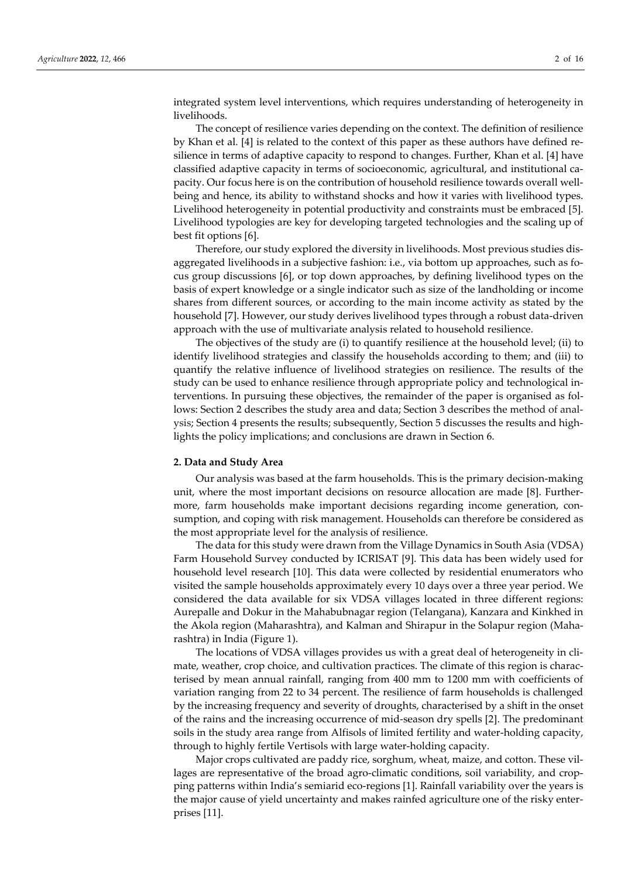integrated system level interventions, which requires understanding of heterogeneity in livelihoods.

The concept of resilience varies depending on the context. The definition of resilience by Khan et al. [4] is related to the context of this paper as these authors have defined resilience in terms of adaptive capacity to respond to changes. Further, Khan et al. [4] have classified adaptive capacity in terms of socioeconomic, agricultural, and institutional capacity. Our focus here is on the contribution of household resilience towards overall well-being and hence, its ability to withstand shocks and how it varies with livelihood types. Livelihood heterogeneity in potential productivity and constraints must be embraced [5]. Livelihood typologies are key for developing targeted technologies and the scaling up of best fit options [6].

Therefore, our study explored the diversity in livelihoods. Most previous studies disaggregated livelihoods in a subjective fashion: i.e., via bottom up approaches, such as focus group discussions [6], or top down approaches, by defining livelihood types on the basis of expert knowledge or a single indicator such as size of the landholding or income shares from different sources, or according to the main income activity as stated by the household [7]. However, our study derives livelihood types through a robust data-driven approach with the use of multivariate analysis related to household resilience.

The objectives of the study are (i) to quantify resilience at the household level; (ii) to identify livelihood strategies and classify the households according to them; and (iii) to quantify the relative influence of livelihood strategies on resilience. The results of the study can be used to enhance resilience through appropriate policy and technological interventions. In pursuing these objectives, the remainder of the paper is organised as follows: Section 2 describes the study area and data; Section 3 describes the method of analysis; Section 4 presents the results; subsequently, Section 5 discusses the results and highlights the policy implications; and conclusions are drawn in Section 6.

## 2. Data and Study Area

Our analysis was based at the farm households. This is the primary decision-making unit, where the most important decisions on resource allocation are made [8]. Furthermore, farm households make important decisions regarding income generation, consumption, and coping with risk management. Households can therefore be considered as the most appropriate level for the analysis of resilience.

The data for this study were drawn from the Village Dynamics in South Asia (VDSA) Farm Household Survey conducted by ICRISAT [9]. This data has been widely used for household level research [10]. This data were collected by residential enumerators who visited the sample households approximately every 10 days over a three year period. We considered the data available for six VDSA villages located in three different regions: Aurepalle and Dokur in the Mahabubnagar region (Telangana), Kanzara and Kinkhed in the Akola region (Maharashtra), and Kalman and Shirapur in the Solapur region (Maharashtra) in India (Figure 1).

The locations of VDSA villages provides us with a great deal of heterogeneity in climate, weather, crop choice, and cultivation practices. The climate of this region is characterised by mean annual rainfall, ranging from 400 mm to 1200 mm with coefficients of variation ranging from 22 to 34 percent. The resilience of farm households is challenged by the increasing frequency and severity of droughts, characterised by a shift in the onset of the rains and the increasing occurrence of mid-season dry spells [2]. The predominant soils in the study area range from Alfisols of limited fertility and water-holding capacity, through to highly fertile Vertisols with large water-holding capacity.

Major crops cultivated are paddy rice, sorghum, wheat, maize, and cotton. These villages are representative of the broad agro-climatic conditions, soil variability, and cropping patterns within India's semiarid eco-regions [1]. Rainfall variability over the years is the major cause of yield uncertainty and makes rainfed agriculture one of the risky enterprises [11].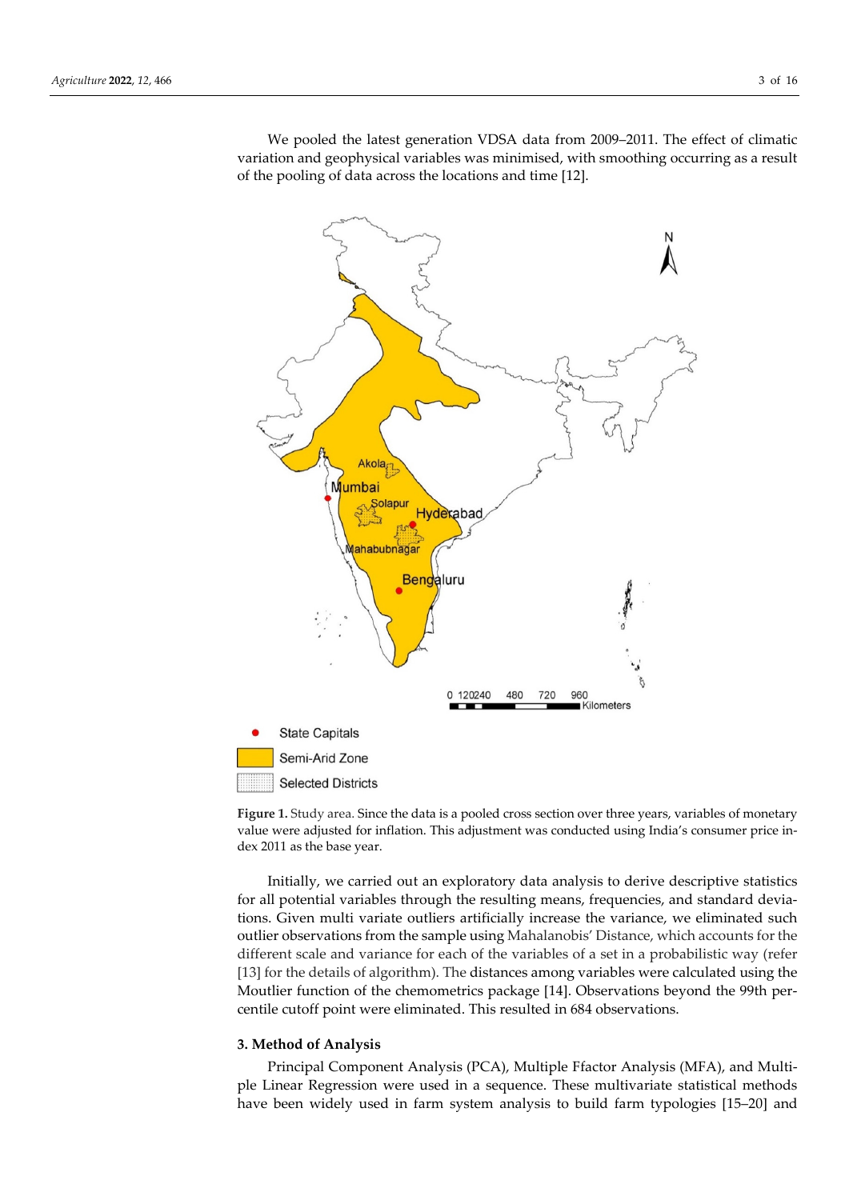We pooled the latest generation VDSA data from 2009–2011. The effect of climatic variation and geophysical variables was minimised, with smoothing occurring as a result of the pooling of data across the locations and time [12].

**Figure 1.** Study area. Since the data is a pooled cross section over three years, variables of monetary value were adjusted for inflation. This adjustment was conducted using India's consumer price index 2011 as the base year.

Initially, we carried out an exploratory data analysis to derive descriptive statistics for all potential variables through the resulting means, frequencies, and standard deviations. Given multi variate outliers artificially increase the variance, we eliminated such outlier observations from the sample using Mahalanobis' Distance, which accounts for the different scale and variance for each of the variables of a set in a probabilistic way (refer [13] for the details of algorithm). The distances among variables were calculated using the Moutlier function of the chemometrics package [14]. Observations beyond the 99th percentile cutoff point were eliminated. This resulted in 684 observations.

## 3. Method of Analysis

Principal Component Analysis (PCA), Multiple Ffactor Analysis (MFA), and Multiple Linear Regression were used in a sequence. These multivariate statistical methods have been widely used in farm system analysis to build farm typologies [15–20] and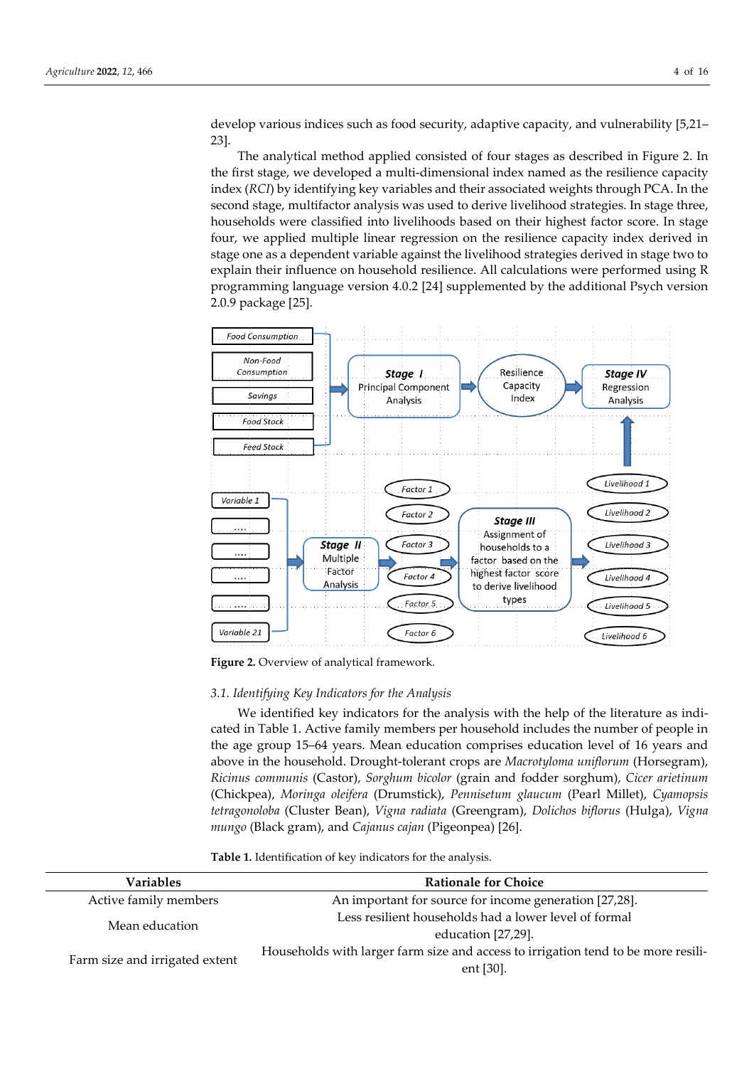develop various indices such as food security, adaptive capacity, and vulnerability [5,21–23].

The analytical method applied consisted of four stages as described in Figure 2. In the first stage, we developed a multi-dimensional index named as the resilience capacity index (*RCI*) by identifying key variables and their associated weights through PCA. In the second stage, multifactor analysis was used to derive livelihood strategies. In stage three, households were classified into livelihoods based on their highest factor score. In stage four, we applied multiple linear regression on the resilience capacity index derived in stage one as a dependent variable against the livelihood strategies derived in stage two to explain their influence on household resilience. All calculations were performed using R programming language version 4.0.2 [24] supplemented by the additional Psych version 2.0.9 package [25].

**Figure 2.** Overview of analytical framework.

### 3.1. Identifying Key Indicators for the Analysis

We identified key indicators for the analysis with the help of the literature as indicated in Table 1. Active family members per household includes the number of people in the age group 15–64 years. Mean education comprises education level of 16 years and above in the household. Drought-tolerant crops are *Macrotyloma uniflorum* (Horsegram), *Ricinus communis* (Castor), *Sorghum bicolor* (grain and fodder sorghum), *Cicer arietinum* (Chickpea), *Moringa oleifera* (Drumstick), *Pennisetum glaucum* (Pearl Millet), *Cyamopsis tetragonoloba* (Cluster Bean), *Vigna radiata* (Greengram), *Dolichos biflorus* (Hulga), *Vigna mungo* (Black gram), and *Cajanus cajan* (Pigeonpea) [26].

**Table 1.** Identification of key indicators for the analysis.

| Variables | Rationale for Choice |
|---|---|
| Active family members | An important for source for income generation [27,28]. |
| Mean education | Less resilient households had a lower level of formal education [27,29]. |
| Farm size and irrigated extent | Households with larger farm size and access to irrigation tend to be more resilient [30]. |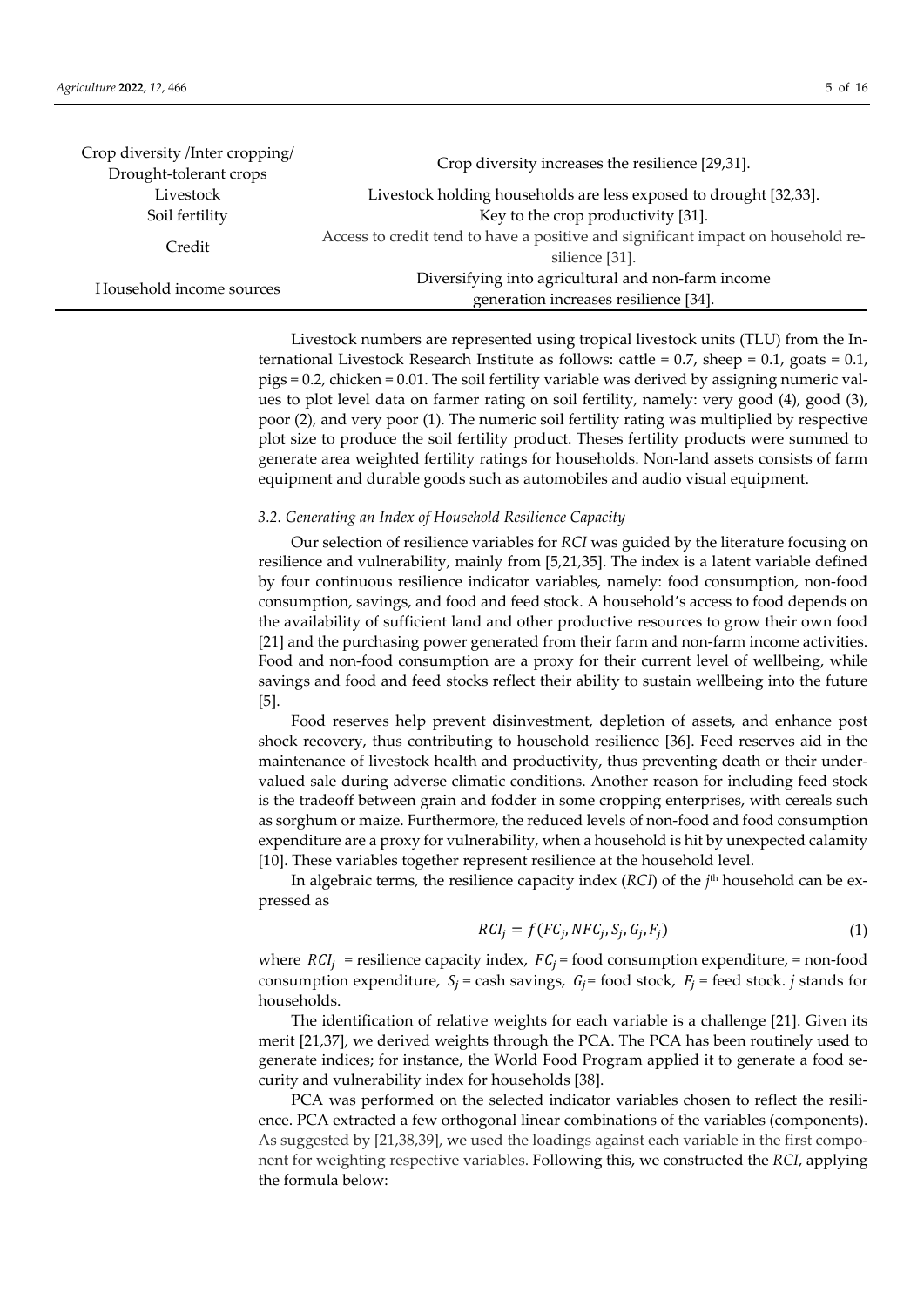| | |
|---|---|
| Crop diversity /Inter cropping/ Drought-tolerant crops | Crop diversity increases the resilience [29,31]. |
| Livestock | Livestock holding households are less exposed to drought [32,33]. |
| Soil fertility | Key to the crop productivity [31]. |
| Credit | Access to credit tend to have a positive and significant impact on household resilience [31]. |
| Household income sources | Diversifying into agricultural and non-farm income generation increases resilience [34]. |

Livestock numbers are represented using tropical livestock units (TLU) from the International Livestock Research Institute as follows: cattle = 0.7, sheep = 0.1, goats = 0.1, pigs = 0.2, chicken = 0.01. The soil fertility variable was derived by assigning numeric values to plot level data on farmer rating on soil fertility, namely: very good (4), good (3), poor (2), and very poor (1). The numeric soil fertility rating was multiplied by respective plot size to produce the soil fertility product. Theses fertility products were summed to generate area weighted fertility ratings for households. Non-land assets consists of farm equipment and durable goods such as automobiles and audio visual equipment.

### *3.2. Generating an Index of Household Resilience Capacity*

Our selection of resilience variables for *RCI* was guided by the literature focusing on resilience and vulnerability, mainly from [5,21,35]. The index is a latent variable defined by four continuous resilience indicator variables, namely: food consumption, non-food consumption, savings, and food and feed stock. A household's access to food depends on the availability of sufficient land and other productive resources to grow their own food [21] and the purchasing power generated from their farm and non-farm income activities. Food and non-food consumption are a proxy for their current level of wellbeing, while savings and food and feed stocks reflect their ability to sustain wellbeing into the future [5].

Food reserves help prevent disinvestment, depletion of assets, and enhance post shock recovery, thus contributing to household resilience [36]. Feed reserves aid in the maintenance of livestock health and productivity, thus preventing death or their undervalued sale during adverse climatic conditions. Another reason for including feed stock is the tradeoff between grain and fodder in some cropping enterprises, with cereals such as sorghum or maize. Furthermore, the reduced levels of non-food and food consumption expenditure are a proxy for vulnerability, when a household is hit by unexpected calamity [10]. These variables together represent resilience at the household level.

In algebraic terms, the resilience capacity index (*RCI*) of the $j^{th}$ household can be expressed as

$$RCI_j = f(FC_j, NFC_j, S_j, G_j, F_j) \tag{1}$$

where $RCI_j$ = resilience capacity index, $FC_j$ = food consumption expenditure, = non-food consumption expenditure, $S_j$ = cash savings, $G_j$ = food stock, $F_j$ = feed stock. *j* stands for households.

The identification of relative weights for each variable is a challenge [21]. Given its merit [21,37], we derived weights through the PCA. The PCA has been routinely used to generate indices; for instance, the World Food Program applied it to generate a food security and vulnerability index for households [38].

PCA was performed on the selected indicator variables chosen to reflect the resilience. PCA extracted a few orthogonal linear combinations of the variables (components). As suggested by [21,38,39], we used the loadings against each variable in the first component for weighting respective variables. Following this, we constructed the *RCI*, applying the formula below: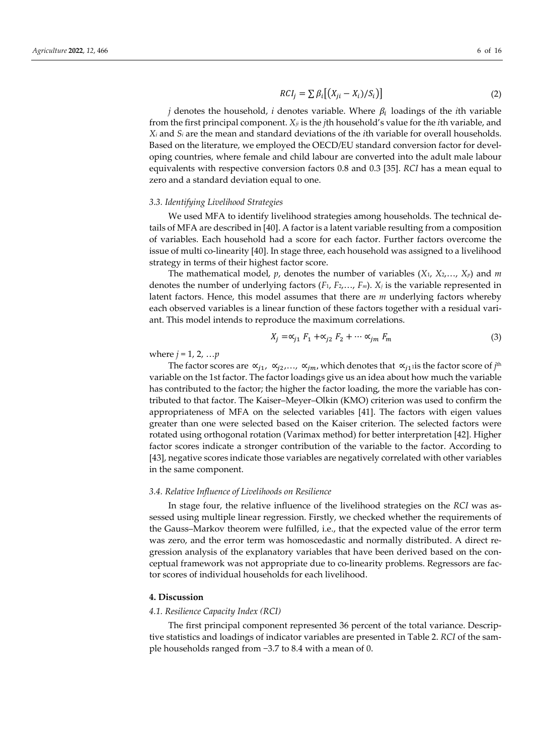$$RCI_j = \sum \beta_i\left[\left(X_{ji} - X_i\right)/S_i\right] \quad (2)$$

$j$ denotes the household, $i$ denotes variable. Where $\beta_i$ loadings of the $i$th variable from the first principal component. $X_{ji}$ is the $j$th household's value for the $i$th variable, and $X_i$ and $S_i$ are the mean and standard deviations of the $i$th variable for overall households. Based on the literature, we employed the OECD/EU standard conversion factor for developing countries, where female and child labour are converted into the adult male labour equivalents with respective conversion factors 0.8 and 0.3 [35]. *RCI* has a mean equal to zero and a standard deviation equal to one.

### *3.3. Identifying Livelihood Strategies*

We used MFA to identify livelihood strategies among households. The technical details of MFA are described in [40]. A factor is a latent variable resulting from a composition of variables. Each household had a score for each factor. Further factors overcome the issue of multi co-linearity [40]. In stage three, each household was assigned to a livelihood strategy in terms of their highest factor score.

The mathematical model, $p$, denotes the number of variables ($X_1$, $X_2$,…, $X_p$) and $m$ denotes the number of underlying factors ($F_1$, $F_2$,…, $F_m$). $X_j$ is the variable represented in latent factors. Hence, this model assumes that there are $m$ underlying factors whereby each observed variables is a linear function of these factors together with a residual variant. This model intends to reproduce the maximum correlations.

$$X_j = \propto_{j1} F_1 + \propto_{j2} F_2 + \cdots \propto_{jm} F_m \quad (3)$$

where $j = 1, 2, \ldots p$

The factor scores are $\propto_{j1}$, $\propto_{j2}$,…, $\propto_{jm}$, which denotes that $\propto_{j1}$ is the factor score of $j^{th}$ variable on the 1st factor. The factor loadings give us an idea about how much the variable has contributed to the factor; the higher the factor loading, the more the variable has contributed to that factor. The Kaiser–Meyer–Olkin (KMO) criterion was used to confirm the appropriateness of MFA on the selected variables [41]. The factors with eigen values greater than one were selected based on the Kaiser criterion. The selected factors were rotated using orthogonal rotation (Varimax method) for better interpretation [42]. Higher factor scores indicate a stronger contribution of the variable to the factor. According to [43], negative scores indicate those variables are negatively correlated with other variables in the same component.

### *3.4. Relative Influence of Livelihoods on Resilience*

In stage four, the relative influence of the livelihood strategies on the *RCI* was assessed using multiple linear regression. Firstly, we checked whether the requirements of the Gauss–Markov theorem were fulfilled, i.e., that the expected value of the error term was zero, and the error term was homoscedastic and normally distributed. A direct regression analysis of the explanatory variables that have been derived based on the conceptual framework was not appropriate due to co-linearity problems. Regressors are factor scores of individual households for each livelihood.

## **4. Discussion**

### *4.1. Resilience Capacity Index (RCI)*

The first principal component represented 36 percent of the total variance. Descriptive statistics and loadings of indicator variables are presented in Table 2. *RCI* of the sample households ranged from −3.7 to 8.4 with a mean of 0.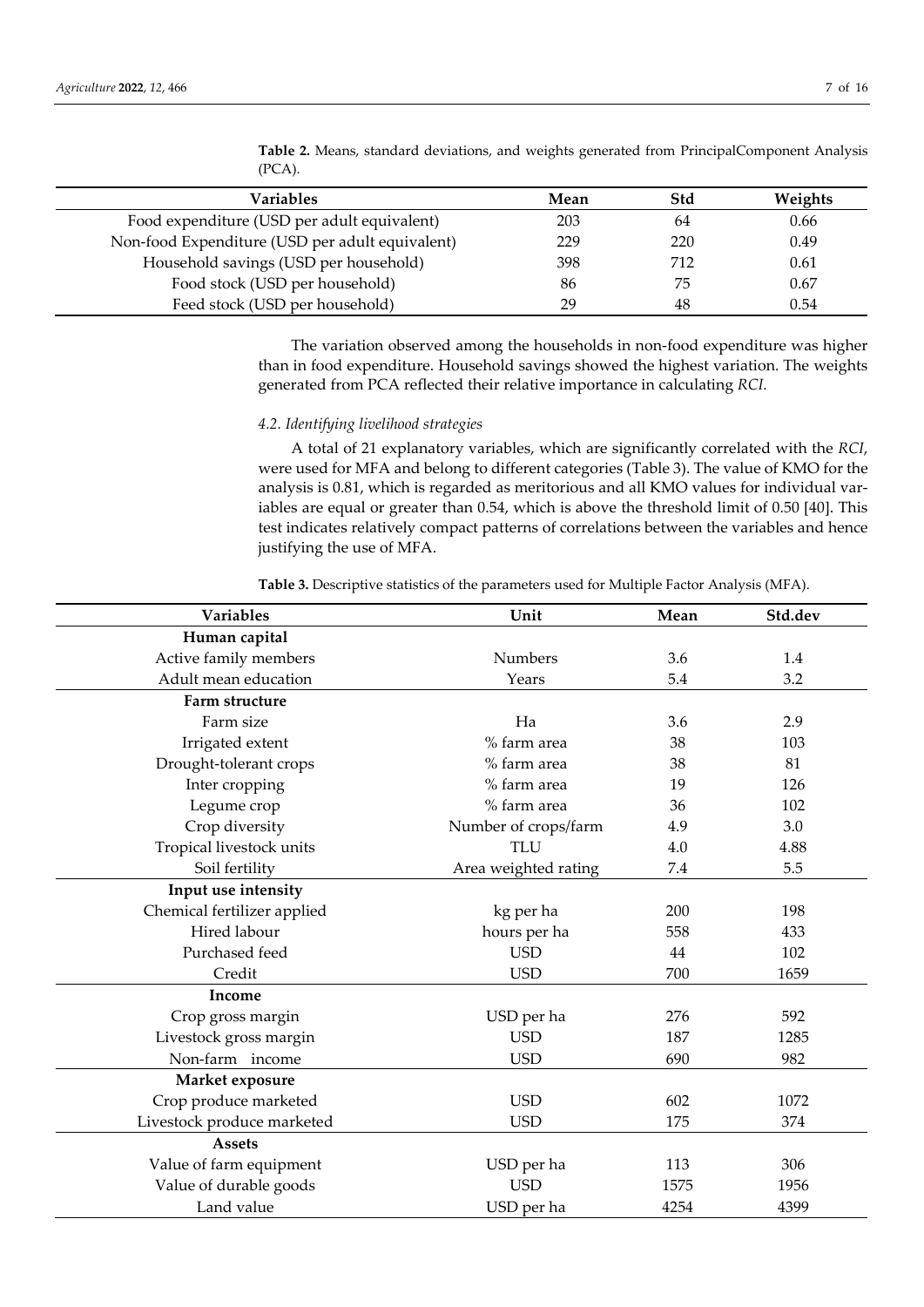**Table 2.** Means, standard deviations, and weights generated from PrincipalComponent Analysis (PCA).

| Variables | Mean | Std | Weights |
|---|---|---|---|
| Food expenditure (USD per adult equivalent) | 203 | 64 | 0.66 |
| Non-food Expenditure (USD per adult equivalent) | 229 | 220 | 0.49 |
| Household savings (USD per household) | 398 | 712 | 0.61 |
| Food stock (USD per household) | 86 | 75 | 0.67 |
| Feed stock (USD per household) | 29 | 48 | 0.54 |

The variation observed among the households in non-food expenditure was higher than in food expenditure. Household savings showed the highest variation. The weights generated from PCA reflected their relative importance in calculating *RCI*.

### 4.2. Identifying livelihood strategies

A total of 21 explanatory variables, which are significantly correlated with the *RCI*, were used for MFA and belong to different categories (Table 3). The value of KMO for the analysis is 0.81, which is regarded as meritorious and all KMO values for individual variables are equal or greater than 0.54, which is above the threshold limit of 0.50 [40]. This test indicates relatively compact patterns of correlations between the variables and hence justifying the use of MFA.

**Table 3.** Descriptive statistics of the parameters used for Multiple Factor Analysis (MFA).

| Variables | Unit | Mean | Std.dev |
|---|---|---|---|
| **Human capital** | | | |
| Active family members | Numbers | 3.6 | 1.4 |
| Adult mean education | Years | 5.4 | 3.2 |
| **Farm structure** | | | |
| Farm size | Ha | 3.6 | 2.9 |
| Irrigated extent | % farm area | 38 | 103 |
| Drought-tolerant crops | % farm area | 38 | 81 |
| Inter cropping | % farm area | 19 | 126 |
| Legume crop | % farm area | 36 | 102 |
| Crop diversity | Number of crops/farm | 4.9 | 3.0 |
| Tropical livestock units | TLU | 4.0 | 4.88 |
| Soil fertility | Area weighted rating | 7.4 | 5.5 |
| **Input use intensity** | | | |
| Chemical fertilizer applied | kg per ha | 200 | 198 |
| Hired labour | hours per ha | 558 | 433 |
| Purchased feed | USD | 44 | 102 |
| Credit | USD | 700 | 1659 |
| **Income** | | | |
| Crop gross margin | USD per ha | 276 | 592 |
| Livestock gross margin | USD | 187 | 1285 |
| Non-farm income | USD | 690 | 982 |
| **Market exposure** | | | |
| Crop produce marketed | USD | 602 | 1072 |
| Livestock produce marketed | USD | 175 | 374 |
| **Assets** | | | |
| Value of farm equipment | USD per ha | 113 | 306 |
| Value of durable goods | USD | 1575 | 1956 |
| Land value | USD per ha | 4254 | 4399 |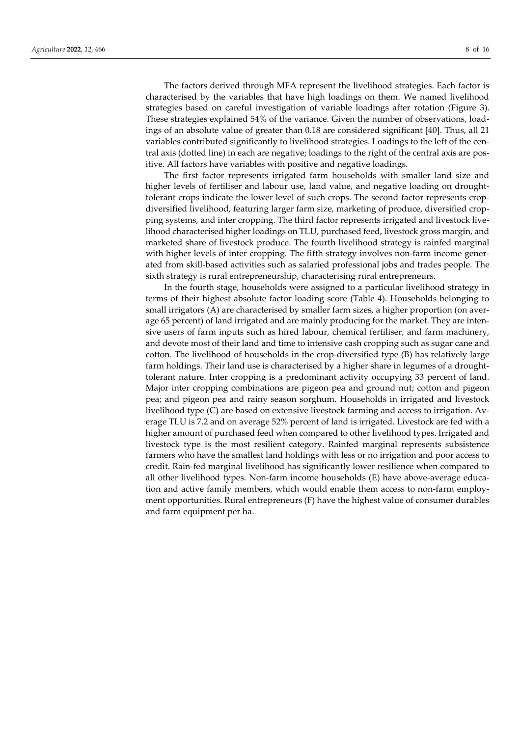The factors derived through MFA represent the livelihood strategies. Each factor is characterised by the variables that have high loadings on them. We named livelihood strategies based on careful investigation of variable loadings after rotation (Figure 3). These strategies explained 54% of the variance. Given the number of observations, loadings of an absolute value of greater than 0.18 are considered significant [40]. Thus, all 21 variables contributed significantly to livelihood strategies. Loadings to the left of the central axis (dotted line) in each are negative; loadings to the right of the central axis are positive. All factors have variables with positive and negative loadings.

The first factor represents irrigated farm households with smaller land size and higher levels of fertiliser and labour use, land value, and negative loading on drought-tolerant crops indicate the lower level of such crops. The second factor represents crop-diversified livelihood, featuring larger farm size, marketing of produce, diversified cropping systems, and inter cropping. The third factor represents irrigated and livestock livelihood characterised higher loadings on TLU, purchased feed, livestock gross margin, and marketed share of livestock produce. The fourth livelihood strategy is rainfed marginal with higher levels of inter cropping. The fifth strategy involves non-farm income generated from skill-based activities such as salaried professional jobs and trades people. The sixth strategy is rural entrepreneurship, characterising rural entrepreneurs.

In the fourth stage, households were assigned to a particular livelihood strategy in terms of their highest absolute factor loading score (Table 4). Households belonging to small irrigators (A) are characterised by smaller farm sizes, a higher proportion (on average 65 percent) of land irrigated and are mainly producing for the market. They are intensive users of farm inputs such as hired labour, chemical fertiliser, and farm machinery, and devote most of their land and time to intensive cash cropping such as sugar cane and cotton. The livelihood of households in the crop-diversified type (B) has relatively large farm holdings. Their land use is characterised by a higher share in legumes of a drought-tolerant nature. Inter cropping is a predominant activity occupying 33 percent of land. Major inter cropping combinations are pigeon pea and ground nut; cotton and pigeon pea; and pigeon pea and rainy season sorghum. Households in irrigated and livestock livelihood type (C) are based on extensive livestock farming and access to irrigation. Average TLU is 7.2 and on average 52% percent of land is irrigated. Livestock are fed with a higher amount of purchased feed when compared to other livelihood types. Irrigated and livestock type is the most resilient category. Rainfed marginal represents subsistence farmers who have the smallest land holdings with less or no irrigation and poor access to credit. Rain-fed marginal livelihood has significantly lower resilience when compared to all other livelihood types. Non-farm income households (E) have above-average education and active family members, which would enable them access to non-farm employment opportunities. Rural entrepreneurs (F) have the highest value of consumer durables and farm equipment per ha.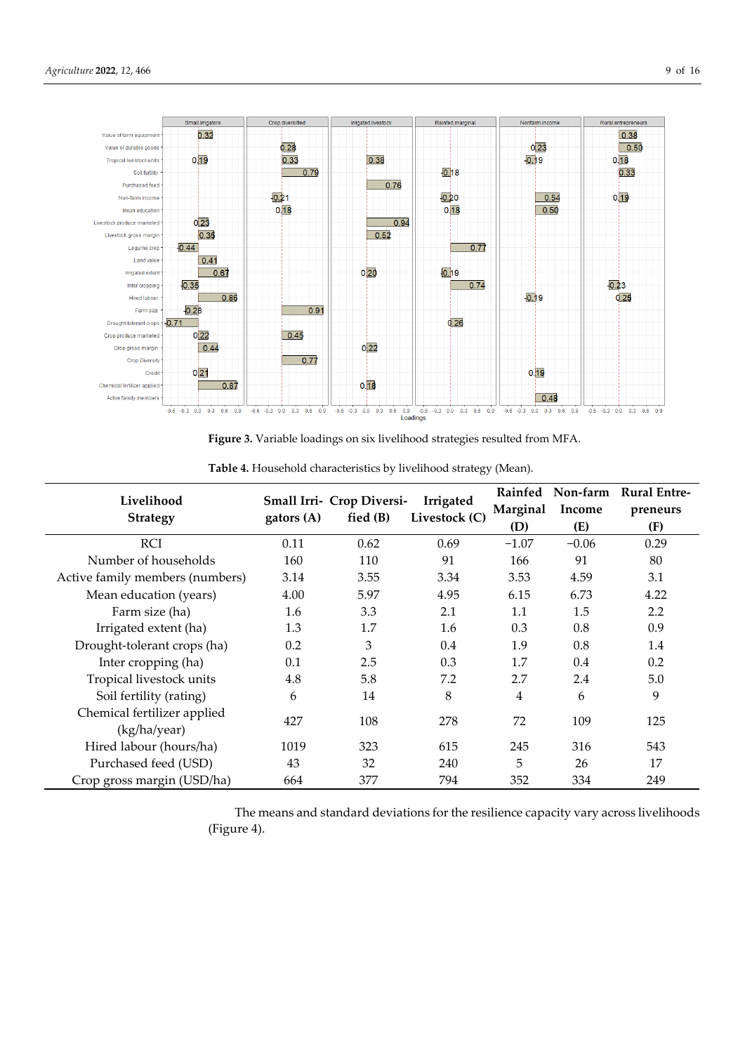**Figure 3.** Variable loadings on six livelihood strategies resulted from MFA.

**Table 4.** Household characteristics by livelihood strategy (Mean).

| Livelihood Strategy | Small Irrigators (A) | Crop Diversified (B) | Irrigated Livestock (C) | Rainfed Marginal (D) | Non-farm Income (E) | Rural Entrepreneurs (F) |
|---|---|---|---|---|---|---|
| RCI | 0.11 | 0.62 | 0.69 | −1.07 | −0.06 | 0.29 |
| Number of households | 160 | 110 | 91 | 166 | 91 | 80 |
| Active family members (numbers) | 3.14 | 3.55 | 3.34 | 3.53 | 4.59 | 3.1 |
| Mean education (years) | 4.00 | 5.97 | 4.95 | 6.15 | 6.73 | 4.22 |
| Farm size (ha) | 1.6 | 3.3 | 2.1 | 1.1 | 1.5 | 2.2 |
| Irrigated extent (ha) | 1.3 | 1.7 | 1.6 | 0.3 | 0.8 | 0.9 |
| Drought-tolerant crops (ha) | 0.2 | 3 | 0.4 | 1.9 | 0.8 | 1.4 |
| Inter cropping (ha) | 0.1 | 2.5 | 0.3 | 1.7 | 0.4 | 0.2 |
| Tropical livestock units | 4.8 | 5.8 | 7.2 | 2.7 | 2.4 | 5.0 |
| Soil fertility (rating) | 6 | 14 | 8 | 4 | 6 | 9 |
| Chemical fertilizer applied (kg/ha/year) | 427 | 108 | 278 | 72 | 109 | 125 |
| Hired labour (hours/ha) | 1019 | 323 | 615 | 245 | 316 | 543 |
| Purchased feed (USD) | 43 | 32 | 240 | 5 | 26 | 17 |
| Crop gross margin (USD/ha) | 664 | 377 | 794 | 352 | 334 | 249 |

The means and standard deviations for the resilience capacity vary across livelihoods (Figure 4).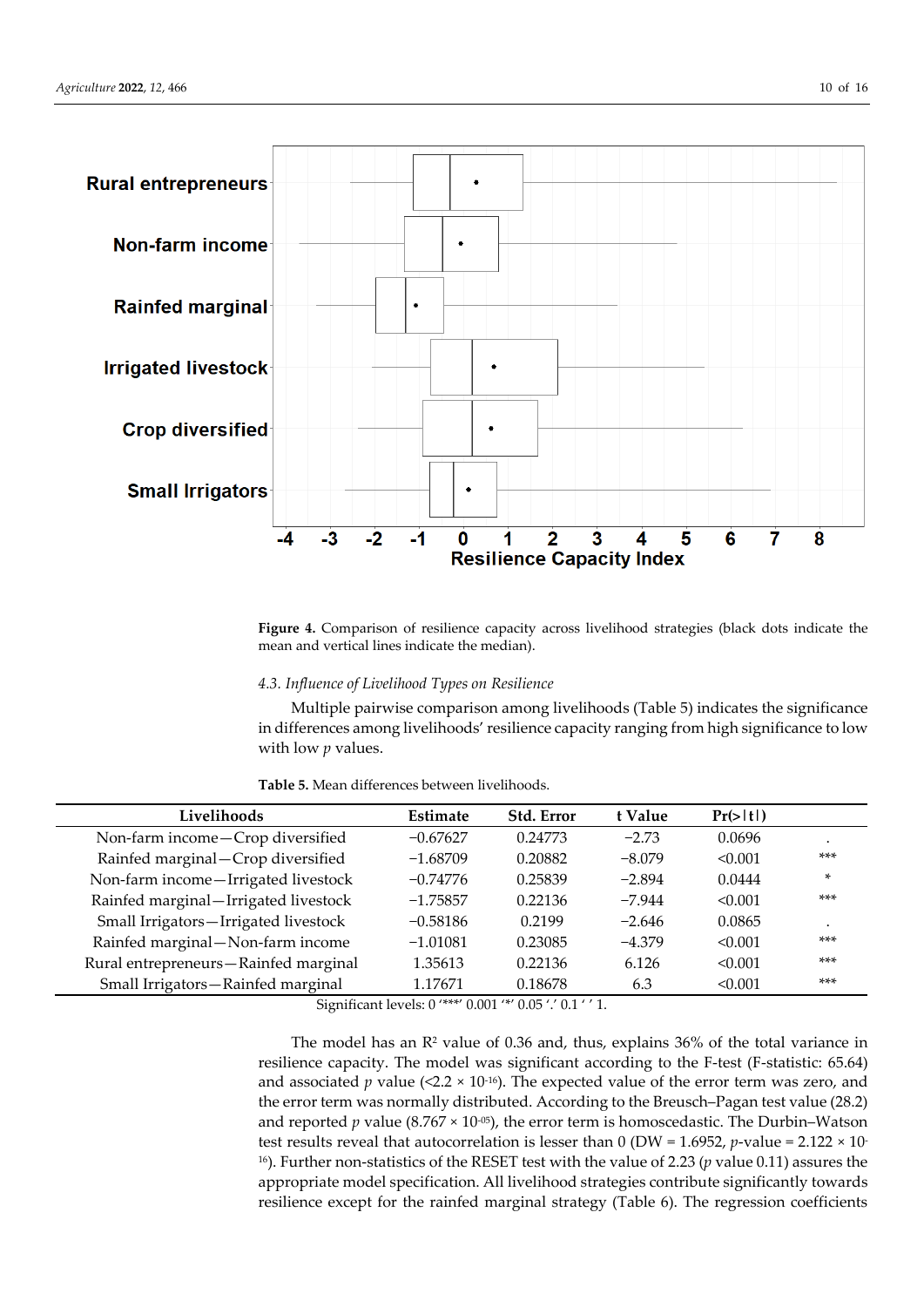**Figure 4.** Comparison of resilience capacity across livelihood strategies (black dots indicate the mean and vertical lines indicate the median).

### 4.3. Influence of Livelihood Types on Resilience

Multiple pairwise comparison among livelihoods (Table 5) indicates the significance in differences among livelihoods' resilience capacity ranging from high significance to low with low $p$ values.

**Table 5.** Mean differences between livelihoods.

| Livelihoods | Estimate | Std. Error | t Value | Pr(>\|t\|) | |
|---|---|---|---|---|---|
| Non-farm income—Crop diversified | −0.67627 | 0.24773 | −2.73 | 0.0696 | . |
| Rainfed marginal—Crop diversified | −1.68709 | 0.20882 | −8.079 | <0.001 | *** |
| Non-farm income—Irrigated livestock | −0.74776 | 0.25839 | −2.894 | 0.0444 | * |
| Rainfed marginal—Irrigated livestock | −1.75857 | 0.22136 | −7.944 | <0.001 | *** |
| Small Irrigators—Irrigated livestock | −0.58186 | 0.2199 | −2.646 | 0.0865 | . |
| Rainfed marginal—Non-farm income | −1.01081 | 0.23085 | −4.379 | <0.001 | *** |
| Rural entrepreneurs—Rainfed marginal | 1.35613 | 0.22136 | 6.126 | <0.001 | *** |
| Small Irrigators—Rainfed marginal | 1.17671 | 0.18678 | 6.3 | <0.001 | *** |

Significant levels: 0 '***' 0.001 '*' 0.05 '.' 0.1 ' ' 1.

The model has an $R^2$ value of 0.36 and, thus, explains 36% of the total variance in resilience capacity. The model was significant according to the F-test (F-statistic: 65.64) and associated $p$ value ($<2.2 \times 10^{-16}$). The expected value of the error term was zero, and the error term was normally distributed. According to the Breusch–Pagan test value (28.2) and reported $p$ value ($8.767 \times 10^{-05}$), the error term is homoscedastic. The Durbin–Watson test results reveal that autocorrelation is lesser than 0 (DW = 1.6952, $p$-value = $2.122 \times 10^{-16}$). Further non-statistics of the RESET test with the value of 2.23 ($p$ value 0.11) assures the appropriate model specification. All livelihood strategies contribute significantly towards resilience except for the rainfed marginal strategy (Table 6). The regression coefficients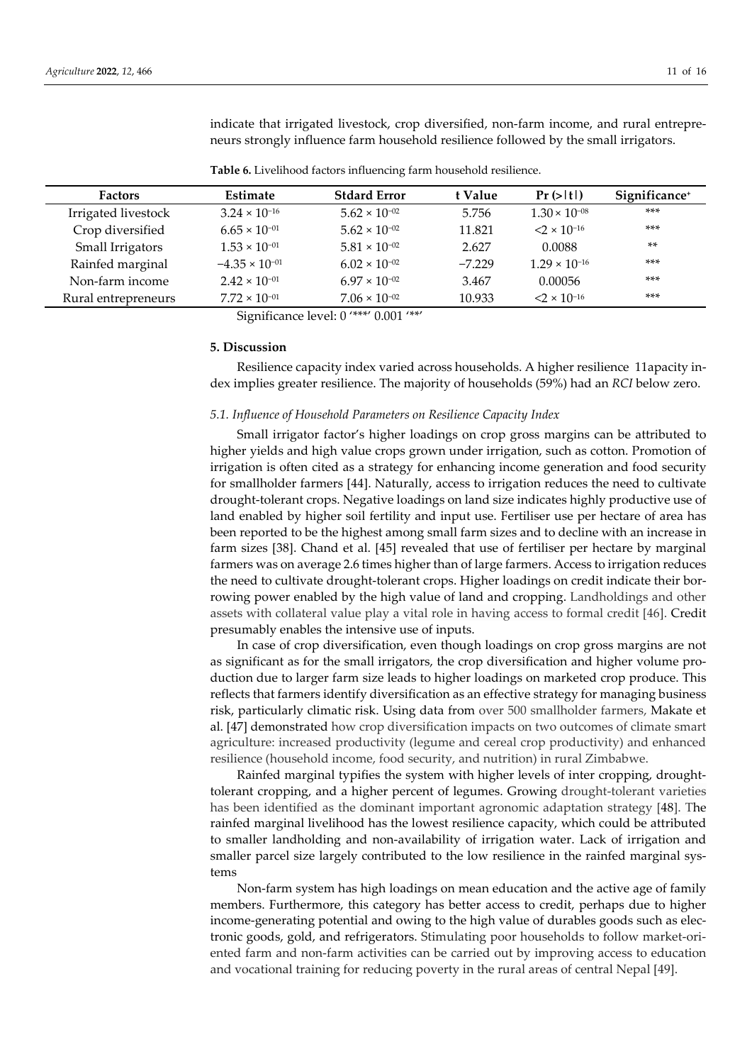indicate that irrigated livestock, crop diversified, non-farm income, and rural entrepreneurs strongly influence farm household resilience followed by the small irrigators.

**Table 6.** Livelihood factors influencing farm household resilience.

| Factors | Estimate | Stdard Error | t Value | Pr (>\|t\|) | Significance+ |
|---|---|---|---|---|---|
| Irrigated livestock | $3.24 \times 10^{-16}$ | $5.62 \times 10^{-02}$ | 5.756 | $1.30 \times 10^{-08}$ | *** |
| Crop diversified | $6.65 \times 10^{-01}$ | $5.62 \times 10^{-02}$ | 11.821 | $<2 \times 10^{-16}$ | *** |
| Small Irrigators | $1.53 \times 10^{-01}$ | $5.81 \times 10^{-02}$ | 2.627 | 0.0088 | ** |
| Rainfed marginal | $-4.35 \times 10^{-01}$ | $6.02 \times 10^{-02}$ | −7.229 | $1.29 \times 10^{-16}$ | *** |
| Non-farm income | $2.42 \times 10^{-01}$ | $6.97 \times 10^{-02}$ | 3.467 | 0.00056 | *** |
| Rural entrepreneurs | $7.72 \times 10^{-01}$ | $7.06 \times 10^{-02}$ | 10.933 | $<2 \times 10^{-16}$ | *** |

Significance level: 0 '***' 0.001 '**'

## 5. Discussion

Resilience capacity index varied across households. A higher resilience 11apacity index implies greater resilience. The majority of households (59%) had an *RCI* below zero.

### 5.1. Influence of Household Parameters on Resilience Capacity Index

Small irrigator factor's higher loadings on crop gross margins can be attributed to higher yields and high value crops grown under irrigation, such as cotton. Promotion of irrigation is often cited as a strategy for enhancing income generation and food security for smallholder farmers [44]. Naturally, access to irrigation reduces the need to cultivate drought-tolerant crops. Negative loadings on land size indicates highly productive use of land enabled by higher soil fertility and input use. Fertiliser use per hectare of area has been reported to be the highest among small farm sizes and to decline with an increase in farm sizes [38]. Chand et al. [45] revealed that use of fertiliser per hectare by marginal farmers was on average 2.6 times higher than of large farmers. Access to irrigation reduces the need to cultivate drought-tolerant crops. Higher loadings on credit indicate their borrowing power enabled by the high value of land and cropping. Landholdings and other assets with collateral value play a vital role in having access to formal credit [46]. Credit presumably enables the intensive use of inputs.

In case of crop diversification, even though loadings on crop gross margins are not as significant as for the small irrigators, the crop diversification and higher volume production due to larger farm size leads to higher loadings on marketed crop produce. This reflects that farmers identify diversification as an effective strategy for managing business risk, particularly climatic risk. Using data from over 500 smallholder farmers, Makate et al. [47] demonstrated how crop diversification impacts on two outcomes of climate smart agriculture: increased productivity (legume and cereal crop productivity) and enhanced resilience (household income, food security, and nutrition) in rural Zimbabwe.

Rainfed marginal typifies the system with higher levels of inter cropping, drought-tolerant cropping, and a higher percent of legumes. Growing drought-tolerant varieties has been identified as the dominant important agronomic adaptation strategy [48]. The rainfed marginal livelihood has the lowest resilience capacity, which could be attributed to smaller landholding and non-availability of irrigation water. Lack of irrigation and smaller parcel size largely contributed to the low resilience in the rainfed marginal systems

Non-farm system has high loadings on mean education and the active age of family members. Furthermore, this category has better access to credit, perhaps due to higher income-generating potential and owing to the high value of durables goods such as electronic goods, gold, and refrigerators. Stimulating poor households to follow market-oriented farm and non-farm activities can be carried out by improving access to education and vocational training for reducing poverty in the rural areas of central Nepal [49].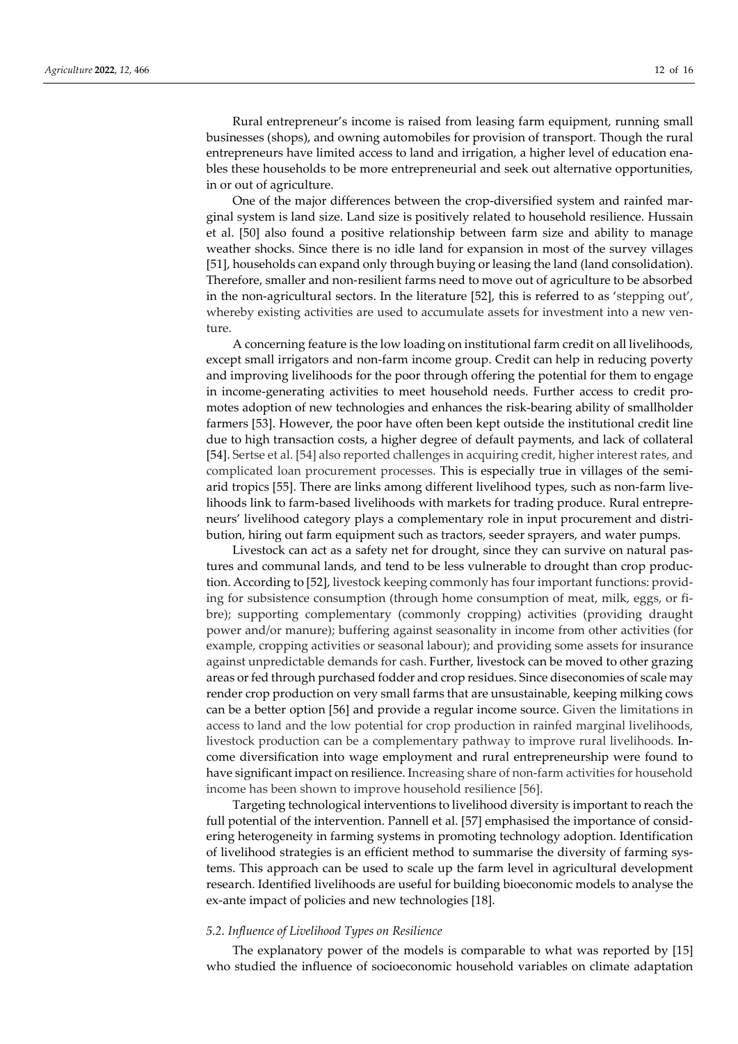Rural entrepreneur's income is raised from leasing farm equipment, running small businesses (shops), and owning automobiles for provision of transport. Though the rural entrepreneurs have limited access to land and irrigation, a higher level of education enables these households to be more entrepreneurial and seek out alternative opportunities, in or out of agriculture.

One of the major differences between the crop-diversified system and rainfed marginal system is land size. Land size is positively related to household resilience. Hussain et al. [50] also found a positive relationship between farm size and ability to manage weather shocks. Since there is no idle land for expansion in most of the survey villages [51], households can expand only through buying or leasing the land (land consolidation). Therefore, smaller and non-resilient farms need to move out of agriculture to be absorbed in the non-agricultural sectors. In the literature [52], this is referred to as 'stepping out', whereby existing activities are used to accumulate assets for investment into a new venture.

A concerning feature is the low loading on institutional farm credit on all livelihoods, except small irrigators and non-farm income group. Credit can help in reducing poverty and improving livelihoods for the poor through offering the potential for them to engage in income-generating activities to meet household needs. Further access to credit promotes adoption of new technologies and enhances the risk-bearing ability of smallholder farmers [53]. However, the poor have often been kept outside the institutional credit line due to high transaction costs, a higher degree of default payments, and lack of collateral [54]. Sertse et al. [54] also reported challenges in acquiring credit, higher interest rates, and complicated loan procurement processes. This is especially true in villages of the semi-arid tropics [55]. There are links among different livelihood types, such as non-farm livelihoods link to farm-based livelihoods with markets for trading produce. Rural entrepreneurs' livelihood category plays a complementary role in input procurement and distribution, hiring out farm equipment such as tractors, seeder sprayers, and water pumps.

Livestock can act as a safety net for drought, since they can survive on natural pastures and communal lands, and tend to be less vulnerable to drought than crop production. According to [52], livestock keeping commonly has four important functions: providing for subsistence consumption (through home consumption of meat, milk, eggs, or fibre); supporting complementary (commonly cropping) activities (providing draught power and/or manure); buffering against seasonality in income from other activities (for example, cropping activities or seasonal labour); and providing some assets for insurance against unpredictable demands for cash. Further, livestock can be moved to other grazing areas or fed through purchased fodder and crop residues. Since diseconomies of scale may render crop production on very small farms that are unsustainable, keeping milking cows can be a better option [56] and provide a regular income source. Given the limitations in access to land and the low potential for crop production in rainfed marginal livelihoods, livestock production can be a complementary pathway to improve rural livelihoods. Income diversification into wage employment and rural entrepreneurship were found to have significant impact on resilience. Increasing share of non-farm activities for household income has been shown to improve household resilience [56].

Targeting technological interventions to livelihood diversity is important to reach the full potential of the intervention. Pannell et al. [57] emphasised the importance of considering heterogeneity in farming systems in promoting technology adoption. Identification of livelihood strategies is an efficient method to summarise the diversity of farming systems. This approach can be used to scale up the farm level in agricultural development research. Identified livelihoods are useful for building bioeconomic models to analyse the ex-ante impact of policies and new technologies [18].

### *5.2. Influence of Livelihood Types on Resilience*

The explanatory power of the models is comparable to what was reported by [15] who studied the influence of socioeconomic household variables on climate adaptation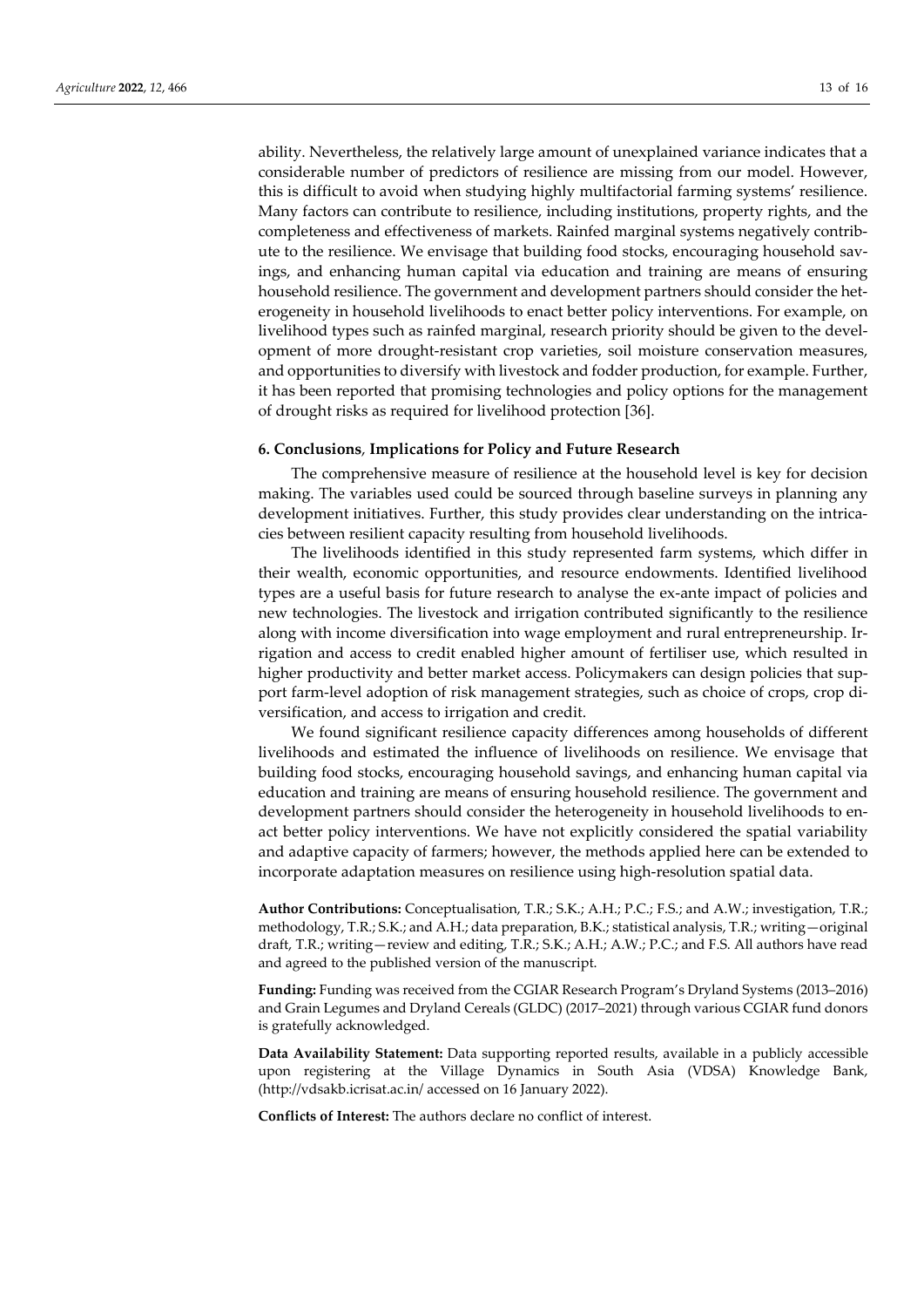ability. Nevertheless, the relatively large amount of unexplained variance indicates that a considerable number of predictors of resilience are missing from our model. However, this is difficult to avoid when studying highly multifactorial farming systems' resilience. Many factors can contribute to resilience, including institutions, property rights, and the completeness and effectiveness of markets. Rainfed marginal systems negatively contribute to the resilience. We envisage that building food stocks, encouraging household savings, and enhancing human capital via education and training are means of ensuring household resilience. The government and development partners should consider the heterogeneity in household livelihoods to enact better policy interventions. For example, on livelihood types such as rainfed marginal, research priority should be given to the development of more drought-resistant crop varieties, soil moisture conservation measures, and opportunities to diversify with livestock and fodder production, for example. Further, it has been reported that promising technologies and policy options for the management of drought risks as required for livelihood protection [36].

## 6. Conclusions, Implications for Policy and Future Research

The comprehensive measure of resilience at the household level is key for decision making. The variables used could be sourced through baseline surveys in planning any development initiatives. Further, this study provides clear understanding on the intricacies between resilient capacity resulting from household livelihoods.

The livelihoods identified in this study represented farm systems, which differ in their wealth, economic opportunities, and resource endowments. Identified livelihood types are a useful basis for future research to analyse the ex-ante impact of policies and new technologies. The livestock and irrigation contributed significantly to the resilience along with income diversification into wage employment and rural entrepreneurship. Irrigation and access to credit enabled higher amount of fertiliser use, which resulted in higher productivity and better market access. Policymakers can design policies that support farm-level adoption of risk management strategies, such as choice of crops, crop diversification, and access to irrigation and credit.

We found significant resilience capacity differences among households of different livelihoods and estimated the influence of livelihoods on resilience. We envisage that building food stocks, encouraging household savings, and enhancing human capital via education and training are means of ensuring household resilience. The government and development partners should consider the heterogeneity in household livelihoods to enact better policy interventions. We have not explicitly considered the spatial variability and adaptive capacity of farmers; however, the methods applied here can be extended to incorporate adaptation measures on resilience using high-resolution spatial data.

**Author Contributions:** Conceptualisation, T.R.; S.K.; A.H.; P.C.; F.S.; and A.W.; investigation, T.R.; methodology, T.R.; S.K.; and A.H.; data preparation, B.K.; statistical analysis, T.R.; writing—original draft, T.R.; writing—review and editing, T.R.; S.K.; A.H.; A.W.; P.C.; and F.S. All authors have read and agreed to the published version of the manuscript.

**Funding:** Funding was received from the CGIAR Research Program's Dryland Systems (2013–2016) and Grain Legumes and Dryland Cereals (GLDC) (2017–2021) through various CGIAR fund donors is gratefully acknowledged.

**Data Availability Statement:** Data supporting reported results, available in a publicly accessible upon registering at the Village Dynamics in South Asia (VDSA) Knowledge Bank, (http://vdsakb.icrisat.ac.in/ accessed on 16 January 2022).

**Conflicts of Interest:** The authors declare no conflict of interest.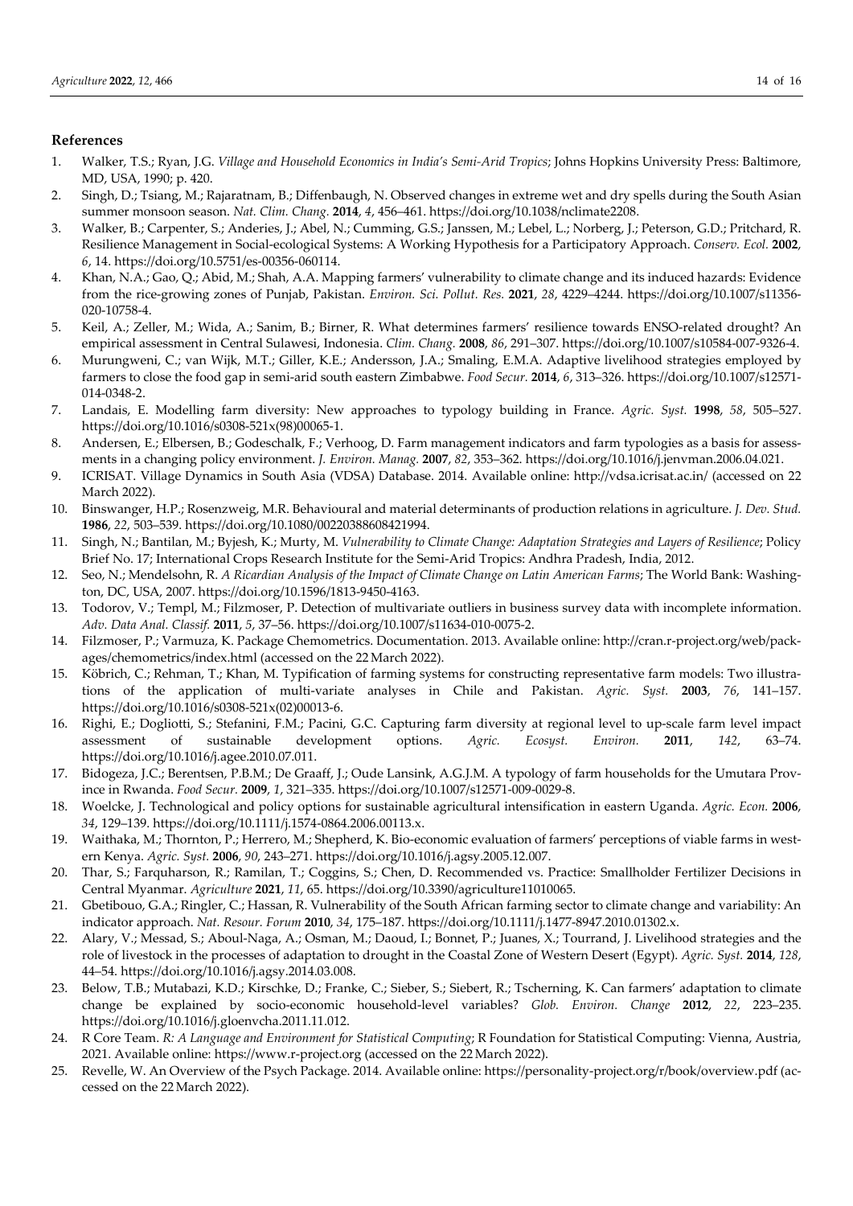## References

1. Walker, T.S.; Ryan, J.G. *Village and Household Economics in India's Semi-Arid Tropics*; Johns Hopkins University Press: Baltimore, MD, USA, 1990; p. 420.
2. Singh, D.; Tsiang, M.; Rajaratnam, B.; Diffenbaugh, N. Observed changes in extreme wet and dry spells during the South Asian summer monsoon season. *Nat. Clim. Chang.* **2014**, *4*, 456–461. https://doi.org/10.1038/nclimate2208.
3. Walker, B.; Carpenter, S.; Anderies, J.; Abel, N.; Cumming, G.S.; Janssen, M.; Lebel, L.; Norberg, J.; Peterson, G.D.; Pritchard, R. Resilience Management in Social-ecological Systems: A Working Hypothesis for a Participatory Approach. *Conserv. Ecol.* **2002**, *6*, 14. https://doi.org/10.5751/es-00356-060114.
4. Khan, N.A.; Gao, Q.; Abid, M.; Shah, A.A. Mapping farmers' vulnerability to climate change and its induced hazards: Evidence from the rice-growing zones of Punjab, Pakistan. *Environ. Sci. Pollut. Res.* **2021**, *28*, 4229–4244. https://doi.org/10.1007/s11356-020-10758-4.
5. Keil, A.; Zeller, M.; Wida, A.; Sanim, B.; Birner, R. What determines farmers' resilience towards ENSO-related drought? An empirical assessment in Central Sulawesi, Indonesia. *Clim. Chang.* **2008**, *86*, 291–307. https://doi.org/10.1007/s10584-007-9326-4.
6. Murungweni, C.; van Wijk, M.T.; Giller, K.E.; Andersson, J.A.; Smaling, E.M.A. Adaptive livelihood strategies employed by farmers to close the food gap in semi-arid south eastern Zimbabwe. *Food Secur.* **2014**, *6*, 313–326. https://doi.org/10.1007/s12571-014-0348-2.
7. Landais, E. Modelling farm diversity: New approaches to typology building in France. *Agric. Syst.* **1998**, *58*, 505–527. https://doi.org/10.1016/s0308-521x(98)00065-1.
8. Andersen, E.; Elbersen, B.; Godeschalk, F.; Verhoog, D. Farm management indicators and farm typologies as a basis for assessments in a changing policy environment. *J. Environ. Manag.* **2007**, *82*, 353–362. https://doi.org/10.1016/j.jenvman.2006.04.021.
9. ICRISAT. Village Dynamics in South Asia (VDSA) Database. 2014. Available online: http://vdsa.icrisat.ac.in/ (accessed on 22 March 2022).
10. Binswanger, H.P.; Rosenzweig, M.R. Behavioural and material determinants of production relations in agriculture. *J. Dev. Stud.* **1986**, *22*, 503–539. https://doi.org/10.1080/00220388608421994.
11. Singh, N.; Bantilan, M.; Byjesh, K.; Murty, M. *Vulnerability to Climate Change: Adaptation Strategies and Layers of Resilience*; Policy Brief No. 17; International Crops Research Institute for the Semi-Arid Tropics: Andhra Pradesh, India, 2012.
12. Seo, N.; Mendelsohn, R. *A Ricardian Analysis of the Impact of Climate Change on Latin American Farms*; The World Bank: Washington, DC, USA, 2007. https://doi.org/10.1596/1813-9450-4163.
13. Todorov, V.; Templ, M.; Filzmoser, P. Detection of multivariate outliers in business survey data with incomplete information. *Adv. Data Anal. Classif.* **2011**, *5*, 37–56. https://doi.org/10.1007/s11634-010-0075-2.
14. Filzmoser, P.; Varmuza, K. Package Chemometrics. Documentation. 2013. Available online: http://cran.r-project.org/web/packages/chemometrics/index.html (accessed on the 22 March 2022).
15. Köbrich, C.; Rehman, T.; Khan, M. Typification of farming systems for constructing representative farm models: Two illustrations of the application of multi-variate analyses in Chile and Pakistan. *Agric. Syst.* **2003**, *76*, 141–157. https://doi.org/10.1016/s0308-521x(02)00013-6.
16. Righi, E.; Dogliotti, S.; Stefanini, F.M.; Pacini, G.C. Capturing farm diversity at regional level to up-scale farm level impact assessment of sustainable development options. *Agric. Ecosyst. Environ.* **2011**, *142*, 63–74. https://doi.org/10.1016/j.agee.2010.07.011.
17. Bidogeza, J.C.; Berentsen, P.B.M.; De Graaff, J.; Oude Lansink, A.G.J.M. A typology of farm households for the Umutara Province in Rwanda. *Food Secur.* **2009**, *1*, 321–335. https://doi.org/10.1007/s12571-009-0029-8.
18. Woelcke, J. Technological and policy options for sustainable agricultural intensification in eastern Uganda. *Agric. Econ.* **2006**, *34*, 129–139. https://doi.org/10.1111/j.1574-0864.2006.00113.x.
19. Waithaka, M.; Thornton, P.; Herrero, M.; Shepherd, K. Bio-economic evaluation of farmers' perceptions of viable farms in western Kenya. *Agric. Syst.* **2006**, *90*, 243–271. https://doi.org/10.1016/j.agsy.2005.12.007.
20. Thar, S.; Farquharson, R.; Ramilan, T.; Coggins, S.; Chen, D. Recommended vs. Practice: Smallholder Fertilizer Decisions in Central Myanmar. *Agriculture* **2021**, *11*, 65. https://doi.org/10.3390/agriculture11010065.
21. Gbetibouo, G.A.; Ringler, C.; Hassan, R. Vulnerability of the South African farming sector to climate change and variability: An indicator approach. *Nat. Resour. Forum* **2010**, *34*, 175–187. https://doi.org/10.1111/j.1477-8947.2010.01302.x.
22. Alary, V.; Messad, S.; Aboul-Naga, A.; Osman, M.; Daoud, I.; Bonnet, P.; Juanes, X.; Tourrand, J. Livelihood strategies and the role of livestock in the processes of adaptation to drought in the Coastal Zone of Western Desert (Egypt). *Agric. Syst.* **2014**, *128*, 44–54. https://doi.org/10.1016/j.agsy.2014.03.008.
23. Below, T.B.; Mutabazi, K.D.; Kirschke, D.; Franke, C.; Sieber, S.; Siebert, R.; Tscherning, K. Can farmers' adaptation to climate change be explained by socio-economic household-level variables? *Glob. Environ. Change* **2012**, *22*, 223–235. https://doi.org/10.1016/j.gloenvcha.2011.11.012.
24. R Core Team. *R: A Language and Environment for Statistical Computing*; R Foundation for Statistical Computing: Vienna, Austria, 2021. Available online: https://www.r-project.org (accessed on the 22 March 2022).
25. Revelle, W. An Overview of the Psych Package. 2014. Available online: https://personality-project.org/r/book/overview.pdf (accessed on the 22 March 2022).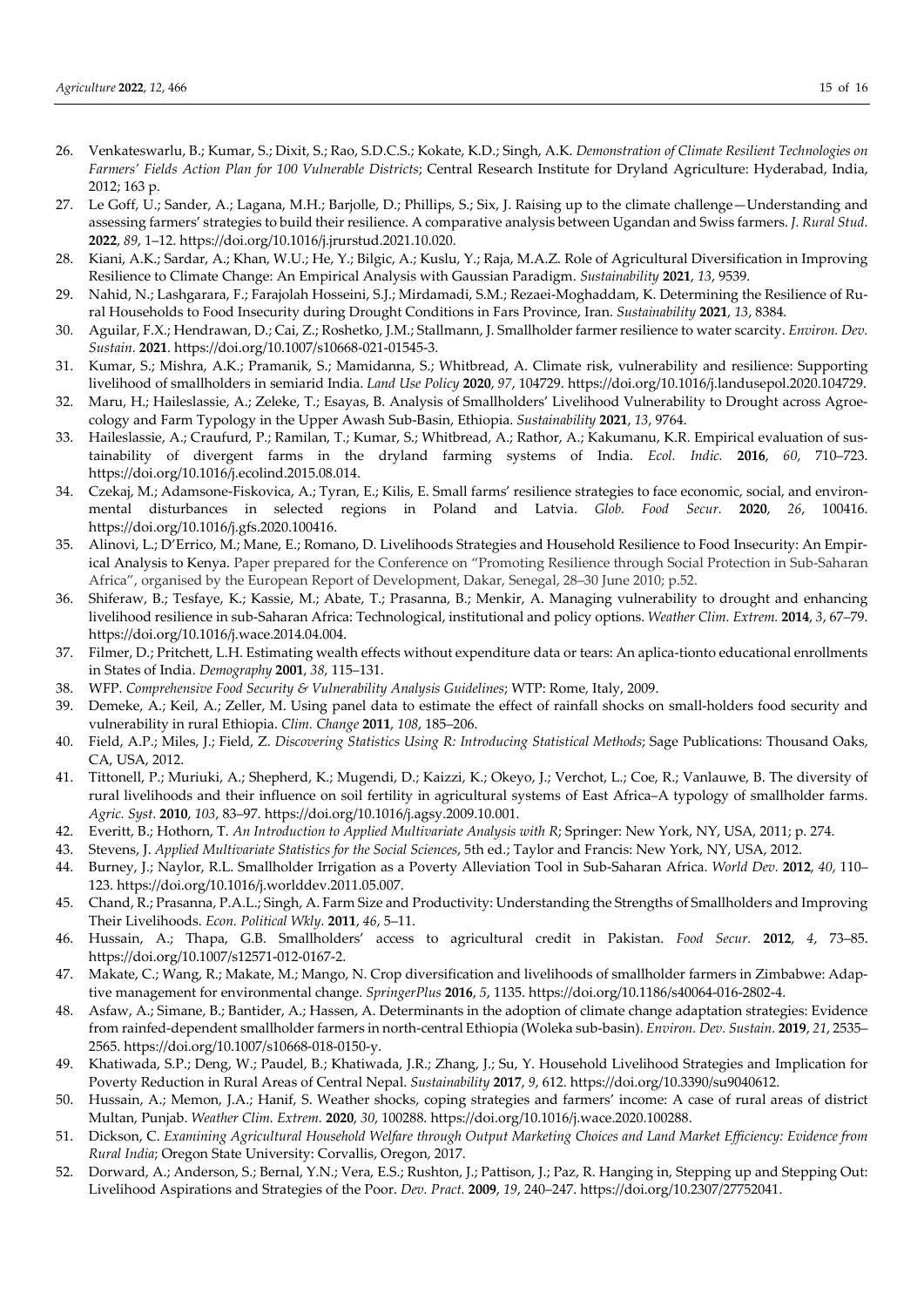26. Venkateswarlu, B.; Kumar, S.; Dixit, S.; Rao, S.D.C.S.; Kokate, K.D.; Singh, A.K. *Demonstration of Climate Resilient Technologies on Farmers' Fields Action Plan for 100 Vulnerable Districts*; Central Research Institute for Dryland Agriculture: Hyderabad, India, 2012; 163 p.
27. Le Goff, U.; Sander, A.; Lagana, M.H.; Barjolle, D.; Phillips, S.; Six, J. Raising up to the climate challenge—Understanding and assessing farmers' strategies to build their resilience. A comparative analysis between Ugandan and Swiss farmers. *J. Rural Stud.* **2022**, *89*, 1–12. https://doi.org/10.1016/j.jrurstud.2021.10.020.
28. Kiani, A.K.; Sardar, A.; Khan, W.U.; He, Y.; Bilgic, A.; Kuslu, Y.; Raja, M.A.Z. Role of Agricultural Diversification in Improving Resilience to Climate Change: An Empirical Analysis with Gaussian Paradigm. *Sustainability* **2021**, *13*, 9539.
29. Nahid, N.; Lashgarara, F.; Farajolah Hosseini, S.J.; Mirdamadi, S.M.; Rezaei-Moghaddam, K. Determining the Resilience of Rural Households to Food Insecurity during Drought Conditions in Fars Province, Iran. *Sustainability* **2021**, *13*, 8384.
30. Aguilar, F.X.; Hendrawan, D.; Cai, Z.; Roshetko, J.M.; Stallmann, J. Smallholder farmer resilience to water scarcity. *Environ. Dev. Sustain.* **2021**. https://doi.org/10.1007/s10668-021-01545-3.
31. Kumar, S.; Mishra, A.K.; Pramanik, S.; Mamidanna, S.; Whitbread, A. Climate risk, vulnerability and resilience: Supporting livelihood of smallholders in semiarid India. *Land Use Policy* **2020**, *97*, 104729. https://doi.org/10.1016/j.landusepol.2020.104729.
32. Maru, H.; Haileslassie, A.; Zeleke, T.; Esayas, B. Analysis of Smallholders' Livelihood Vulnerability to Drought across Agroecology and Farm Typology in the Upper Awash Sub-Basin, Ethiopia. *Sustainability* **2021**, *13*, 9764.
33. Haileslassie, A.; Craufurd, P.; Ramilan, T.; Kumar, S.; Whitbread, A.; Rathor, A.; Kakumanu, K.R. Empirical evaluation of sustainability of divergent farms in the dryland farming systems of India. *Ecol. Indic.* **2016**, *60*, 710–723. https://doi.org/10.1016/j.ecolind.2015.08.014.
34. Czekaj, M.; Adamsone-Fiskovica, A.; Tyran, E.; Kilis, E. Small farms' resilience strategies to face economic, social, and environmental disturbances in selected regions in Poland and Latvia. *Glob. Food Secur.* **2020**, *26*, 100416. https://doi.org/10.1016/j.gfs.2020.100416.
35. Alinovi, L.; D'Errico, M.; Mane, E.; Romano, D. Livelihoods Strategies and Household Resilience to Food Insecurity: An Empirical Analysis to Kenya. Paper prepared for the Conference on "Promoting Resilience through Social Protection in Sub-Saharan Africa", organised by the European Report of Development, Dakar, Senegal, 28–30 June 2010; p.52.
36. Shiferaw, B.; Tesfaye, K.; Kassie, M.; Abate, T.; Prasanna, B.; Menkir, A. Managing vulnerability to drought and enhancing livelihood resilience in sub-Saharan Africa: Technological, institutional and policy options. *Weather Clim. Extrem.* **2014**, *3*, 67–79. https://doi.org/10.1016/j.wace.2014.04.004.
37. Filmer, D.; Pritchett, L.H. Estimating wealth effects without expenditure data or tears: An aplica-tionto educational enrollments in States of India. *Demography* **2001**, *38*, 115–131.
38. WFP. *Comprehensive Food Security & Vulnerability Analysis Guidelines*; WTP: Rome, Italy, 2009.
39. Demeke, A.; Keil, A.; Zeller, M. Using panel data to estimate the effect of rainfall shocks on small-holders food security and vulnerability in rural Ethiopia. *Clim. Change* **2011**, *108*, 185–206.
40. Field, A.P.; Miles, J.; Field, Z. *Discovering Statistics Using R: Introducing Statistical Methods*; Sage Publications: Thousand Oaks, CA, USA, 2012.
41. Tittonell, P.; Muriuki, A.; Shepherd, K.; Mugendi, D.; Kaizzi, K.; Okeyo, J.; Verchot, L.; Coe, R.; Vanlauwe, B. The diversity of rural livelihoods and their influence on soil fertility in agricultural systems of East Africa–A typology of smallholder farms. *Agric. Syst.* **2010**, *103*, 83–97. https://doi.org/10.1016/j.agsy.2009.10.001.
42. Everitt, B.; Hothorn, T. *An Introduction to Applied Multivariate Analysis with R*; Springer: New York, NY, USA, 2011; p. 274.
43. Stevens, J. *Applied Multivariate Statistics for the Social Sciences*, 5th ed.; Taylor and Francis: New York, NY, USA, 2012.
44. Burney, J.; Naylor, R.L. Smallholder Irrigation as a Poverty Alleviation Tool in Sub-Saharan Africa. *World Dev.* **2012**, *40*, 110–123. https://doi.org/10.1016/j.worlddev.2011.05.007.
45. Chand, R.; Prasanna, P.A.L.; Singh, A. Farm Size and Productivity: Understanding the Strengths of Smallholders and Improving Their Livelihoods. *Econ. Political Wkly.* **2011**, *46*, 5–11.
46. Hussain, A.; Thapa, G.B. Smallholders' access to agricultural credit in Pakistan. *Food Secur.* **2012**, *4*, 73–85. https://doi.org/10.1007/s12571-012-0167-2.
47. Makate, C.; Wang, R.; Makate, M.; Mango, N. Crop diversification and livelihoods of smallholder farmers in Zimbabwe: Adaptive management for environmental change. *SpringerPlus* **2016**, *5*, 1135. https://doi.org/10.1186/s40064-016-2802-4.
48. Asfaw, A.; Simane, B.; Bantider, A.; Hassen, A. Determinants in the adoption of climate change adaptation strategies: Evidence from rainfed-dependent smallholder farmers in north-central Ethiopia (Woleka sub-basin). *Environ. Dev. Sustain.* **2019**, *21*, 2535–2565. https://doi.org/10.1007/s10668-018-0150-y.
49. Khatiwada, S.P.; Deng, W.; Paudel, B.; Khatiwada, J.R.; Zhang, J.; Su, Y. Household Livelihood Strategies and Implication for Poverty Reduction in Rural Areas of Central Nepal. *Sustainability* **2017**, *9*, 612. https://doi.org/10.3390/su9040612.
50. Hussain, A.; Memon, J.A.; Hanif, S. Weather shocks, coping strategies and farmers' income: A case of rural areas of district Multan, Punjab. *Weather Clim. Extrem.* **2020**, *30*, 100288. https://doi.org/10.1016/j.wace.2020.100288.
51. Dickson, C. *Examining Agricultural Household Welfare through Output Marketing Choices and Land Market Efficiency: Evidence from Rural India*; Oregon State University: Corvallis, Oregon, 2017.
52. Dorward, A.; Anderson, S.; Bernal, Y.N.; Vera, E.S.; Rushton, J.; Pattison, J.; Paz, R. Hanging in, Stepping up and Stepping Out: Livelihood Aspirations and Strategies of the Poor. *Dev. Pract.* **2009**, *19*, 240–247. https://doi.org/10.2307/27752041.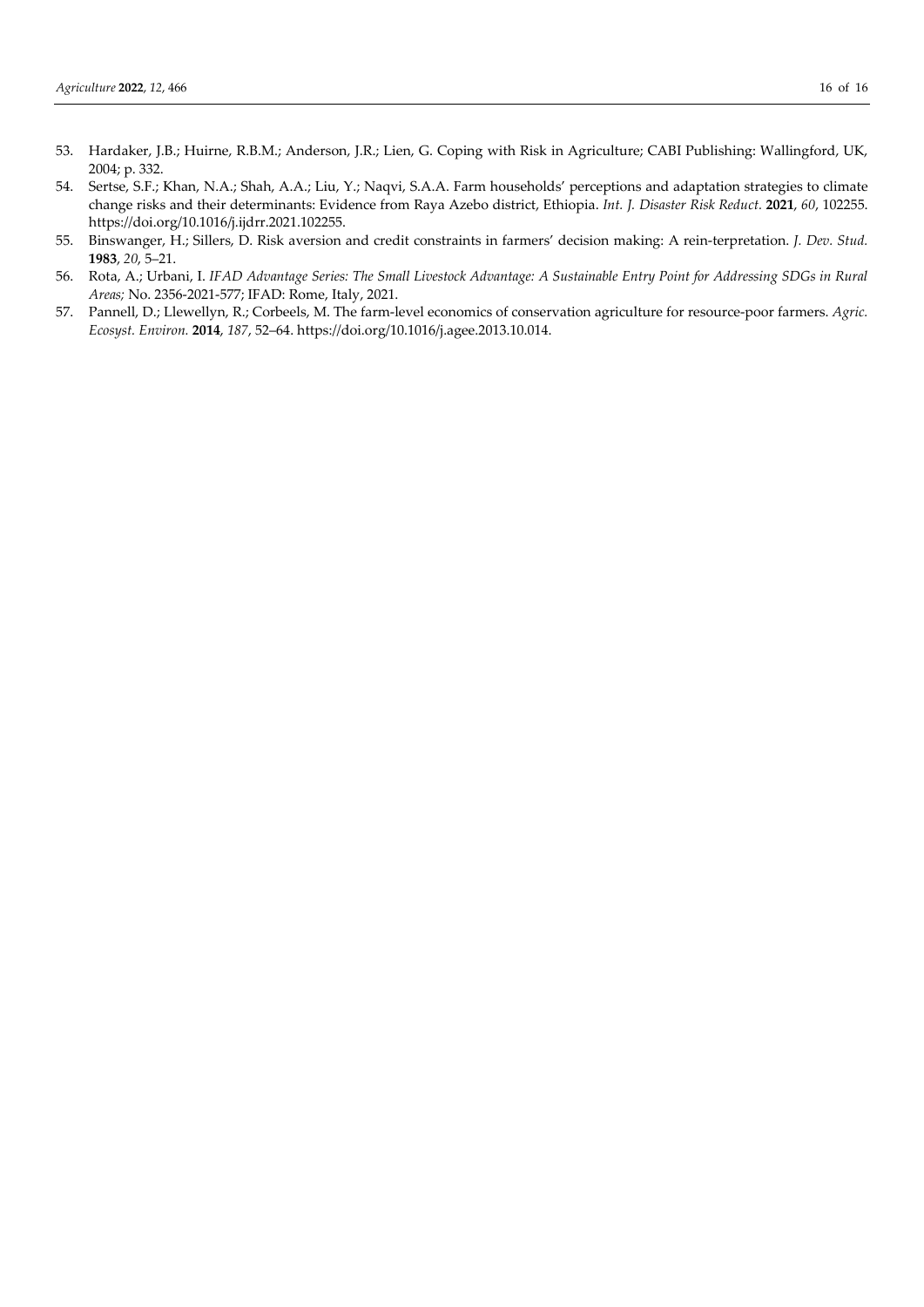53. Hardaker, J.B.; Huirne, R.B.M.; Anderson, J.R.; Lien, G. Coping with Risk in Agriculture; CABI Publishing: Wallingford, UK, 2004; p. 332.
54. Sertse, S.F.; Khan, N.A.; Shah, A.A.; Liu, Y.; Naqvi, S.A.A. Farm households' perceptions and adaptation strategies to climate change risks and their determinants: Evidence from Raya Azebo district, Ethiopia. *Int. J. Disaster Risk Reduct.* **2021**, *60*, 102255. https://doi.org/10.1016/j.ijdrr.2021.102255.
55. Binswanger, H.; Sillers, D. Risk aversion and credit constraints in farmers' decision making: A rein-terpretation. *J. Dev. Stud.* **1983**, *20*, 5–21.
56. Rota, A.; Urbani, I. *IFAD Advantage Series: The Small Livestock Advantage: A Sustainable Entry Point for Addressing SDGs in Rural Areas;* No. 2356-2021-577; IFAD: Rome, Italy, 2021.
57. Pannell, D.; Llewellyn, R.; Corbeels, M. The farm-level economics of conservation agriculture for resource-poor farmers. *Agric. Ecosyst. Environ.* **2014**, *187*, 52–64. https://doi.org/10.1016/j.agee.2013.10.014.